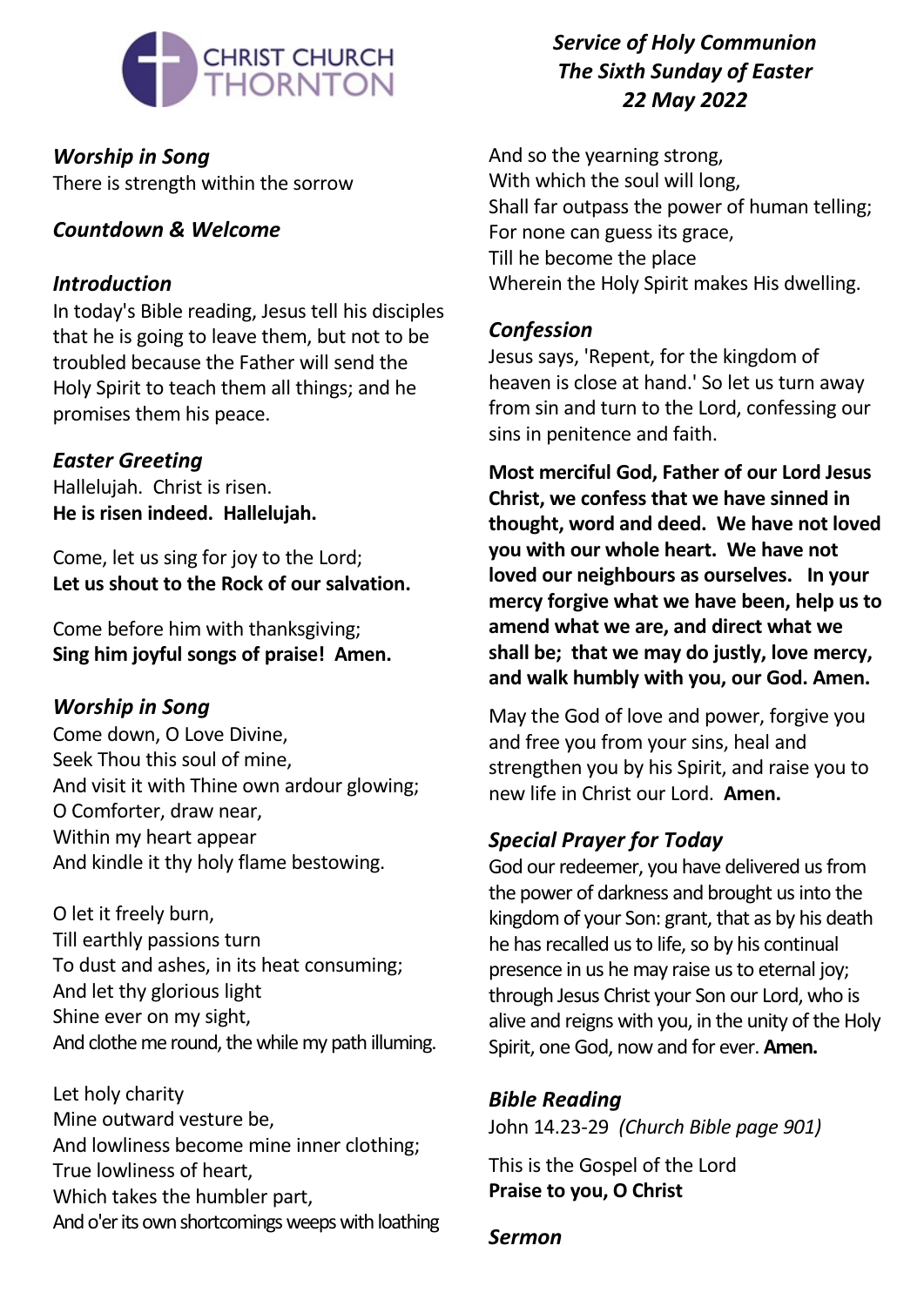CHRIST CHURCH THORNTON

***Service of Holy Communion***
***The Sixth Sunday of Easter***
***22 May 2022***

### *Worship in Song*

There is strength within the sorrow

### *Countdown & Welcome*

### *Introduction*

In today's Bible reading, Jesus tell his disciples that he is going to leave them, but not to be troubled because the Father will send the Holy Spirit to teach them all things; and he promises them his peace.

### *Easter Greeting*

Hallelujah. Christ is risen.
**He is risen indeed. Hallelujah.**

Come, let us sing for joy to the Lord;
**Let us shout to the Rock of our salvation.**

Come before him with thanksgiving;
**Sing him joyful songs of praise! Amen.**

### *Worship in Song*

Come down, O Love Divine,
Seek Thou this soul of mine,
And visit it with Thine own ardour glowing;
O Comforter, draw near,
Within my heart appear
And kindle it thy holy flame bestowing.

O let it freely burn,
Till earthly passions turn
To dust and ashes, in its heat consuming;
And let thy glorious light
Shine ever on my sight,
And clothe me round, the while my path illuming.

Let holy charity
Mine outward vesture be,
And lowliness become mine inner clothing;
True lowliness of heart,
Which takes the humbler part,
And o'er its own shortcomings weeps with loathing

And so the yearning strong,
With which the soul will long,
Shall far outpass the power of human telling;
For none can guess its grace,
Till he become the place
Wherein the Holy Spirit makes His dwelling.

### *Confession*

Jesus says, 'Repent, for the kingdom of heaven is close at hand.' So let us turn away from sin and turn to the Lord, confessing our sins in penitence and faith.

**Most merciful God, Father of our Lord Jesus Christ, we confess that we have sinned in thought, word and deed. We have not loved you with our whole heart. We have not loved our neighbours as ourselves. In your mercy forgive what we have been, help us to amend what we are, and direct what we shall be; that we may do justly, love mercy, and walk humbly with you, our God. Amen.**

May the God of love and power, forgive you and free you from your sins, heal and strengthen you by his Spirit, and raise you to new life in Christ our Lord. **Amen.**

### *Special Prayer for Today*

God our redeemer, you have delivered us from the power of darkness and brought us into the kingdom of your Son: grant, that as by his death he has recalled us to life, so by his continual presence in us he may raise us to eternal joy; through Jesus Christ your Son our Lord, who is alive and reigns with you, in the unity of the Holy Spirit, one God, now and for ever. **Amen.**

### *Bible Reading*

John 14.23-29 *(Church Bible page 901)*

This is the Gospel of the Lord
**Praise to you, O Christ**

### *Sermon*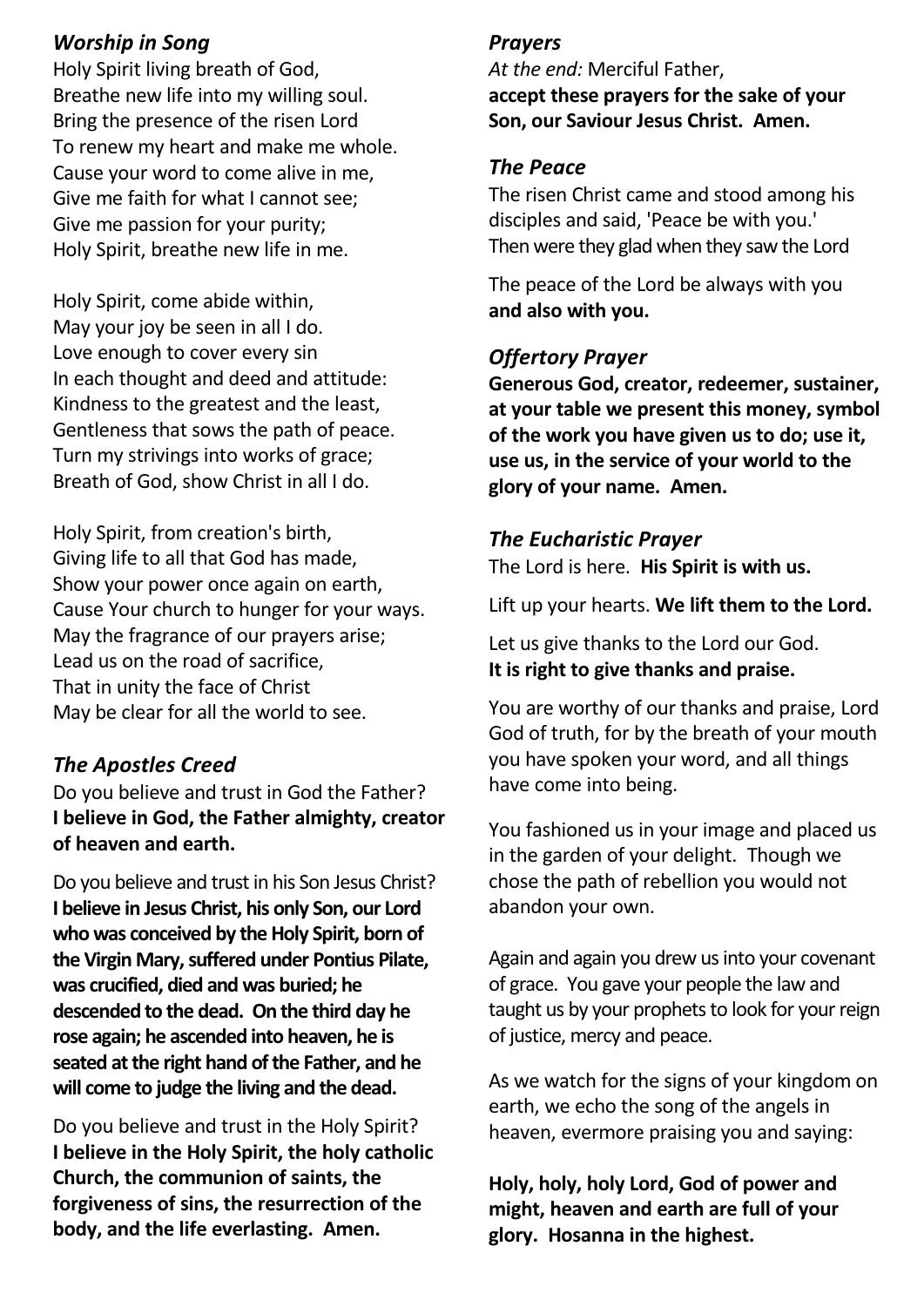### *Worship in Song*

Holy Spirit living breath of God,
Breathe new life into my willing soul.
Bring the presence of the risen Lord
To renew my heart and make me whole.
Cause your word to come alive in me,
Give me faith for what I cannot see;
Give me passion for your purity;
Holy Spirit, breathe new life in me.

Holy Spirit, come abide within,
May your joy be seen in all I do.
Love enough to cover every sin
In each thought and deed and attitude:
Kindness to the greatest and the least,
Gentleness that sows the path of peace.
Turn my strivings into works of grace;
Breath of God, show Christ in all I do.

Holy Spirit, from creation's birth,
Giving life to all that God has made,
Show your power once again on earth,
Cause Your church to hunger for your ways.
May the fragrance of our prayers arise;
Lead us on the road of sacrifice,
That in unity the face of Christ
May be clear for all the world to see.

### *The Apostles Creed*

Do you believe and trust in God the Father?
**I believe in God, the Father almighty, creator of heaven and earth.**

Do you believe and trust in his Son Jesus Christ?
**I believe in Jesus Christ, his only Son, our Lord who was conceived by the Holy Spirit, born of the Virgin Mary, suffered under Pontius Pilate, was crucified, died and was buried; he descended to the dead. On the third day he rose again; he ascended into heaven, he is seated at the right hand of the Father, and he will come to judge the living and the dead.**

Do you believe and trust in the Holy Spirit?
**I believe in the Holy Spirit, the holy catholic Church, the communion of saints, the forgiveness of sins, the resurrection of the body, and the life everlasting. Amen.**

### *Prayers*

*At the end:* Merciful Father,
**accept these prayers for the sake of your Son, our Saviour Jesus Christ. Amen.**

### *The Peace*

The risen Christ came and stood among his disciples and said, 'Peace be with you.'
Then were they glad when they saw the Lord

The peace of the Lord be always with you
**and also with you.**

### *Offertory Prayer*

**Generous God, creator, redeemer, sustainer, at your table we present this money, symbol of the work you have given us to do; use it, use us, in the service of your world to the glory of your name. Amen.**

### *The Eucharistic Prayer*

The Lord is here. **His Spirit is with us.**

Lift up your hearts. **We lift them to the Lord.**

Let us give thanks to the Lord our God.
**It is right to give thanks and praise.**

You are worthy of our thanks and praise, Lord God of truth, for by the breath of your mouth you have spoken your word, and all things have come into being.

You fashioned us in your image and placed us in the garden of your delight. Though we chose the path of rebellion you would not abandon your own.

Again and again you drew us into your covenant of grace. You gave your people the law and taught us by your prophets to look for your reign of justice, mercy and peace.

As we watch for the signs of your kingdom on earth, we echo the song of the angels in heaven, evermore praising you and saying:

**Holy, holy, holy Lord, God of power and might, heaven and earth are full of your glory. Hosanna in the highest.**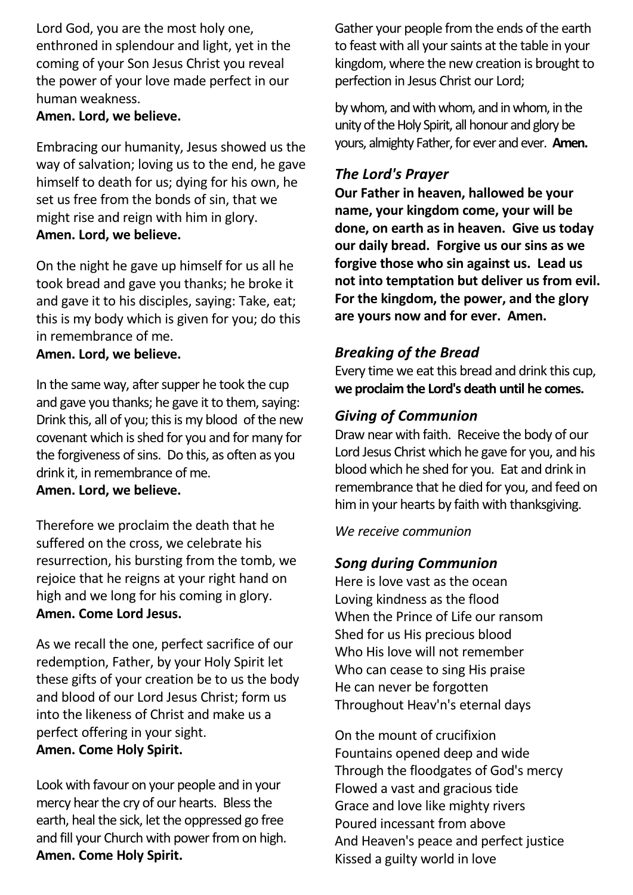Lord God, you are the most holy one, enthroned in splendour and light, yet in the coming of your Son Jesus Christ you reveal the power of your love made perfect in our human weakness.
**Amen. Lord, we believe.**

Embracing our humanity, Jesus showed us the way of salvation; loving us to the end, he gave himself to death for us; dying for his own, he set us free from the bonds of sin, that we might rise and reign with him in glory.
**Amen. Lord, we believe.**

On the night he gave up himself for us all he took bread and gave you thanks; he broke it and gave it to his disciples, saying: Take, eat; this is my body which is given for you; do this in remembrance of me.
**Amen. Lord, we believe.**

In the same way, after supper he took the cup and gave you thanks; he gave it to them, saying: Drink this, all of you; this is my blood of the new covenant which is shed for you and for many for the forgiveness of sins. Do this, as often as you drink it, in remembrance of me.
**Amen. Lord, we believe.**

Therefore we proclaim the death that he suffered on the cross, we celebrate his resurrection, his bursting from the tomb, we rejoice that he reigns at your right hand on high and we long for his coming in glory.
**Amen. Come Lord Jesus.**

As we recall the one, perfect sacrifice of our redemption, Father, by your Holy Spirit let these gifts of your creation be to us the body and blood of our Lord Jesus Christ; form us into the likeness of Christ and make us a perfect offering in your sight.
**Amen. Come Holy Spirit.**

Look with favour on your people and in your mercy hear the cry of our hearts. Bless the earth, heal the sick, let the oppressed go free and fill your Church with power from on high.
**Amen. Come Holy Spirit.**

Gather your people from the ends of the earth to feast with all your saints at the table in your kingdom, where the new creation is brought to perfection in Jesus Christ our Lord;

by whom, and with whom, and in whom, in the unity of the Holy Spirit, all honour and glory be yours, almighty Father, for ever and ever. **Amen.**

### *The Lord's Prayer*

**Our Father in heaven, hallowed be your name, your kingdom come, your will be done, on earth as in heaven. Give us today our daily bread. Forgive us our sins as we forgive those who sin against us. Lead us not into temptation but deliver us from evil. For the kingdom, the power, and the glory are yours now and for ever. Amen.**

### *Breaking of the Bread*

Every time we eat this bread and drink this cup,
**we proclaim the Lord's death until he comes.**

### *Giving of Communion*

Draw near with faith. Receive the body of our Lord Jesus Christ which he gave for you, and his blood which he shed for you. Eat and drink in remembrance that he died for you, and feed on him in your hearts by faith with thanksgiving.

*We receive communion*

### *Song during Communion*

Here is love vast as the ocean
Loving kindness as the flood
When the Prince of Life our ransom
Shed for us His precious blood
Who His love will not remember
Who can cease to sing His praise
He can never be forgotten
Throughout Heav'n's eternal days

On the mount of crucifixion
Fountains opened deep and wide
Through the floodgates of God's mercy
Flowed a vast and gracious tide
Grace and love like mighty rivers
Poured incessant from above
And Heaven's peace and perfect justice
Kissed a guilty world in love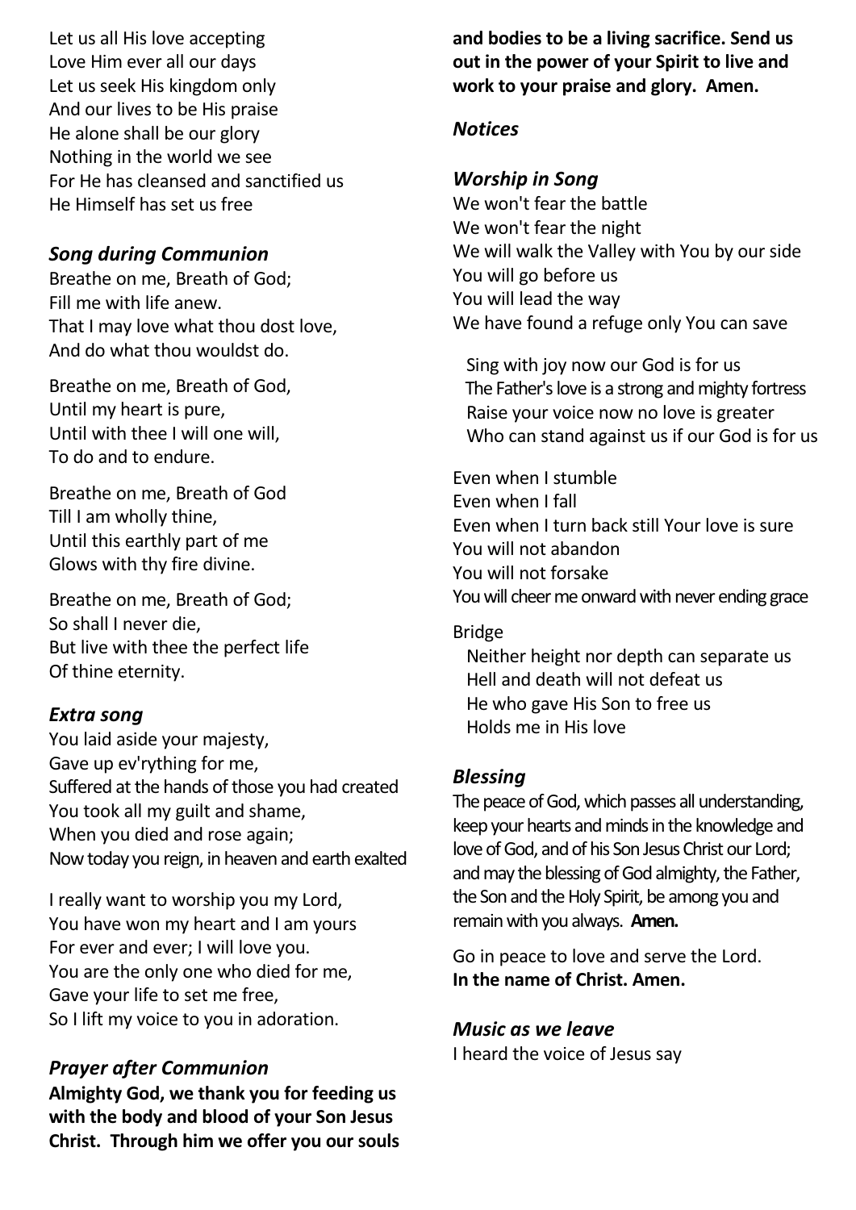Let us all His love accepting
Love Him ever all our days
Let us seek His kingdom only
And our lives to be His praise
He alone shall be our glory
Nothing in the world we see
For He has cleansed and sanctified us
He Himself has set us free

### *Song during Communion*

Breathe on me, Breath of God;
Fill me with life anew.
That I may love what thou dost love,
And do what thou wouldst do.

Breathe on me, Breath of God,
Until my heart is pure,
Until with thee I will one will,
To do and to endure.

Breathe on me, Breath of God
Till I am wholly thine,
Until this earthly part of me
Glows with thy fire divine.

Breathe on me, Breath of God;
So shall I never die,
But live with thee the perfect life
Of thine eternity.

### *Extra song*

You laid aside your majesty,
Gave up ev'rything for me,
Suffered at the hands of those you had created
You took all my guilt and shame,
When you died and rose again;
Now today you reign, in heaven and earth exalted

I really want to worship you my Lord,
You have won my heart and I am yours
For ever and ever; I will love you.
You are the only one who died for me,
Gave your life to set me free,
So I lift my voice to you in adoration.

### *Prayer after Communion*

**Almighty God, we thank you for feeding us with the body and blood of your Son Jesus Christ. Through him we offer you our souls and bodies to be a living sacrifice. Send us out in the power of your Spirit to live and work to your praise and glory. Amen.**

### *Notices*

### *Worship in Song*

We won't fear the battle
We won't fear the night
We will walk the Valley with You by our side
You will go before us
You will lead the way
We have found a refuge only You can save

Sing with joy now our God is for us
The Father's love is a strong and mighty fortress
Raise your voice now no love is greater
Who can stand against us if our God is for us

Even when I stumble
Even when I fall
Even when I turn back still Your love is sure
You will not abandon
You will not forsake
You will cheer me onward with never ending grace

Bridge
Neither height nor depth can separate us
Hell and death will not defeat us
He who gave His Son to free us
Holds me in His love

### *Blessing*

The peace of God, which passes all understanding, keep your hearts and minds in the knowledge and love of God, and of his Son Jesus Christ our Lord; and may the blessing of God almighty, the Father, the Son and the Holy Spirit, be among you and remain with you always. **Amen.**

Go in peace to love and serve the Lord.
**In the name of Christ. Amen.**

### *Music as we leave*

I heard the voice of Jesus say